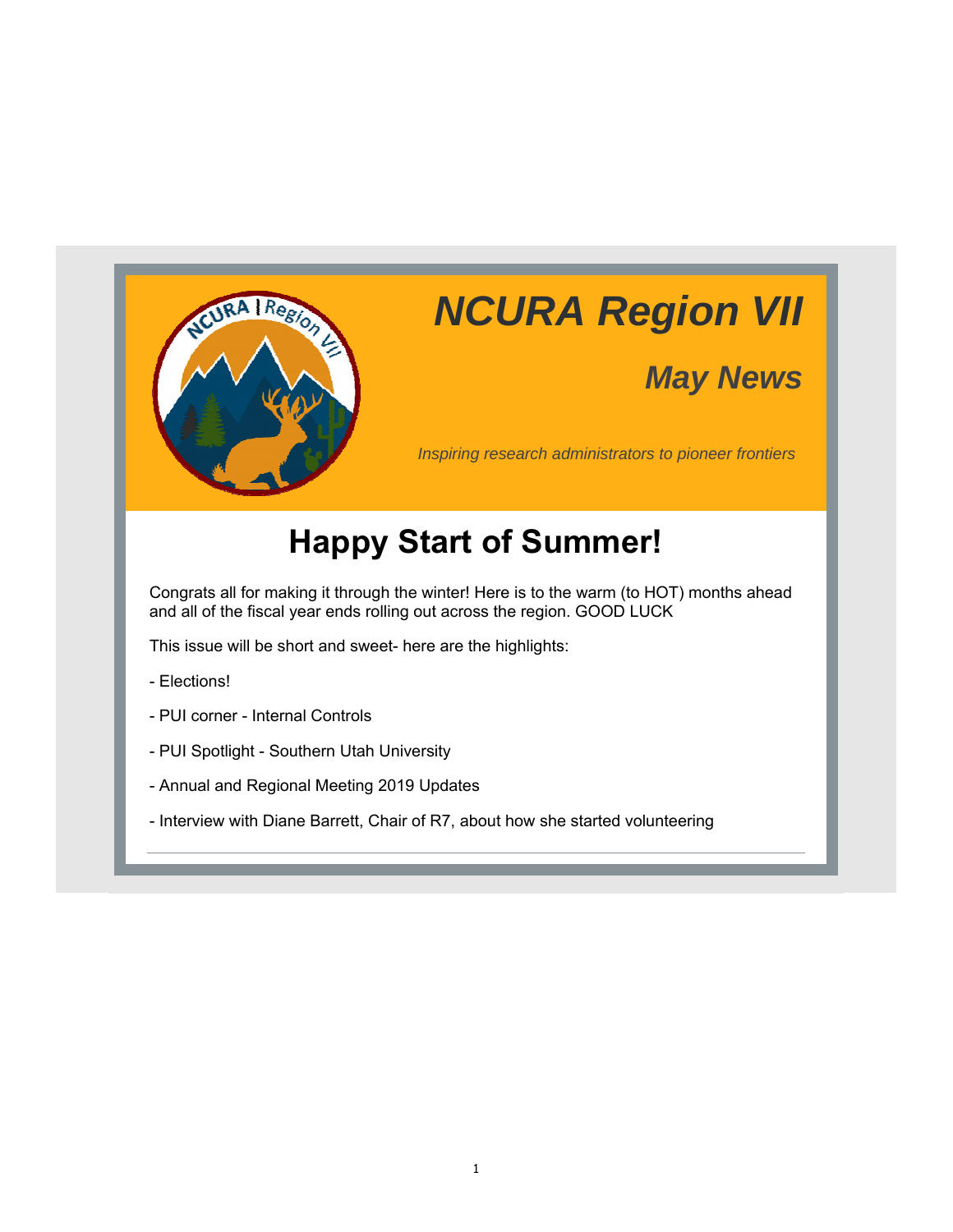# NCURA Region VII

## May News

*Inspiring research administrators to pioneer frontiers*

## Happy Start of Summer!

Congrats all for making it through the winter! Here is to the warm (to HOT) months ahead and all of the fiscal year ends rolling out across the region. GOOD LUCK

This issue will be short and sweet- here are the highlights:

- Elections!

- PUI corner - Internal Controls

- PUI Spotlight - Southern Utah University

- Annual and Regional Meeting 2019 Updates

- Interview with Diane Barrett, Chair of R7, about how she started volunteering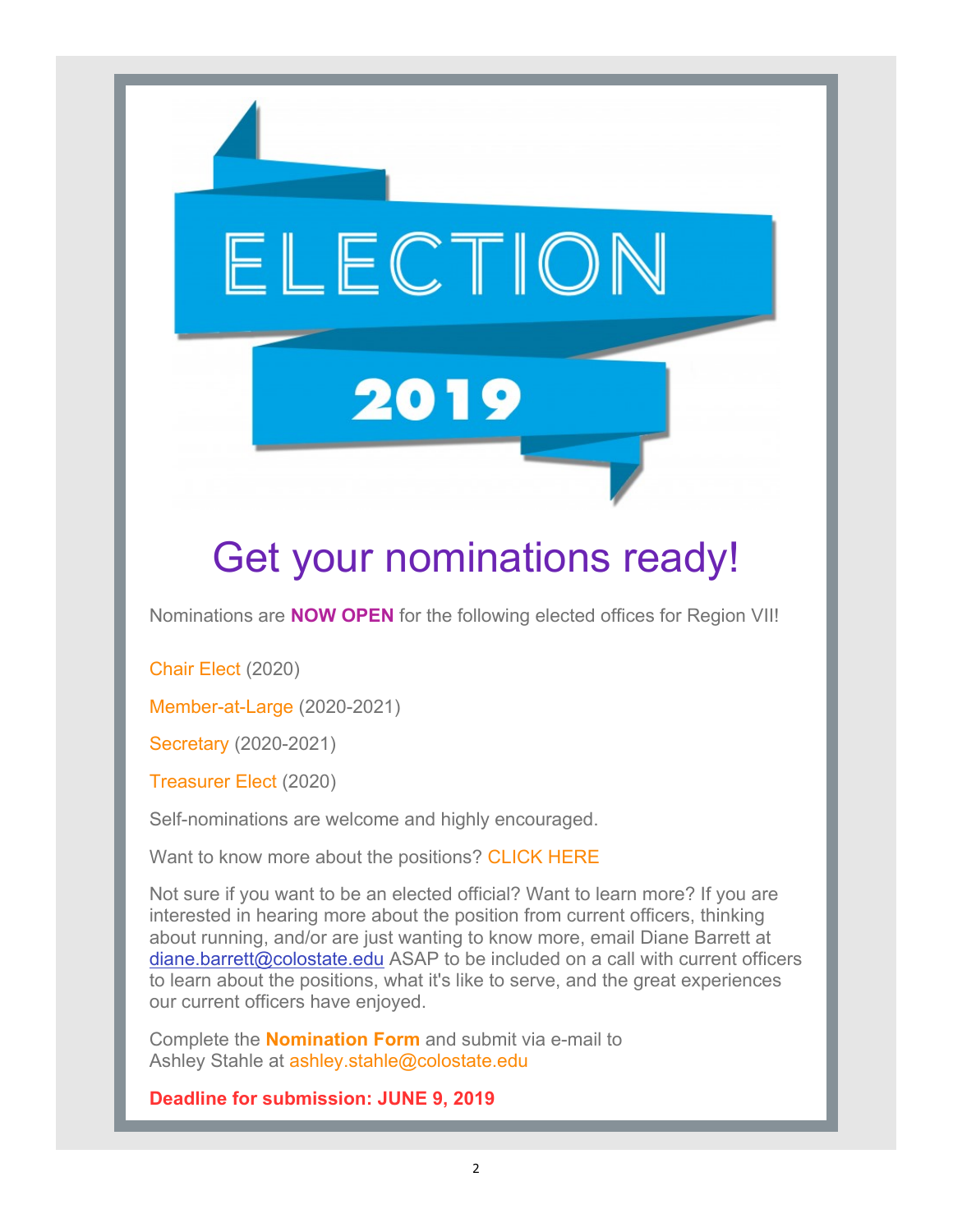# ELECTION 2019

## Get your nominations ready!

Nominations are **NOW OPEN** for the following elected offices for Region VII!

Chair Elect (2020)

Member-at-Large (2020-2021)

Secretary (2020-2021)

Treasurer Elect (2020)

Self-nominations are welcome and highly encouraged.

Want to know more about the positions? CLICK HERE

Not sure if you want to be an elected official? Want to learn more? If you are interested in hearing more about the position from current officers, thinking about running, and/or are just wanting to know more, email Diane Barrett at diane.barrett@colostate.edu ASAP to be included on a call with current officers to learn about the positions, what it's like to serve, and the great experiences our current officers have enjoyed.

Complete the **Nomination Form** and submit via e-mail to Ashley Stahle at ashley.stahle@colostate.edu

**Deadline for submission: JUNE 9, 2019**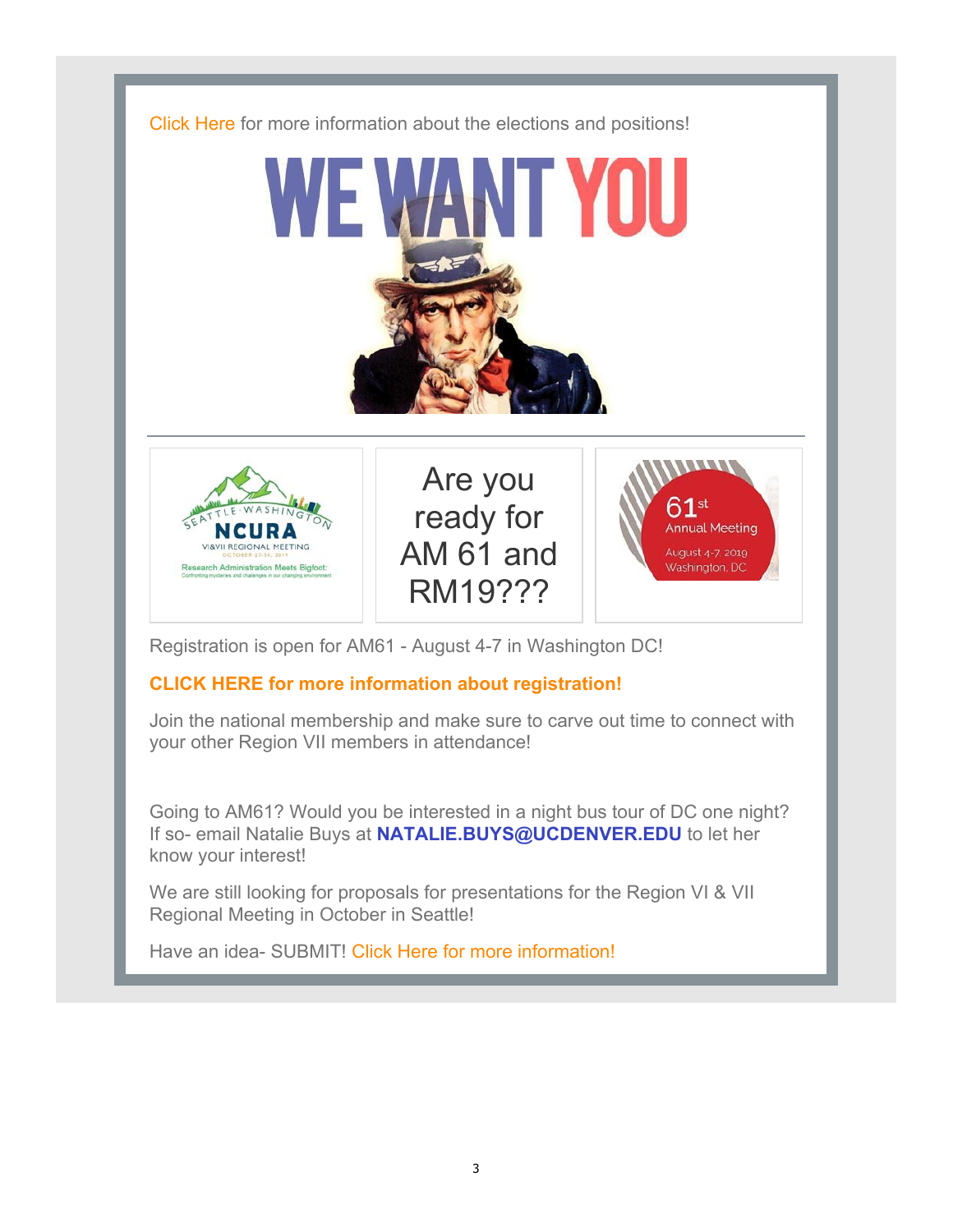Click Here for more information about the elections and positions!

WE WANT YOU

Are you ready for AM 61 and RM19???

Registration is open for AM61 - August 4-7 in Washington DC!

**CLICK HERE for more information about registration!**

Join the national membership and make sure to carve out time to connect with your other Region VII members in attendance!

Going to AM61? Would you be interested in a night bus tour of DC one night? If so- email Natalie Buys at **NATALIE.BUYS@UCDENVER.EDU** to let her know your interest!

We are still looking for proposals for presentations for the Region VI & VII Regional Meeting in October in Seattle!

Have an idea- SUBMIT! Click Here for more information!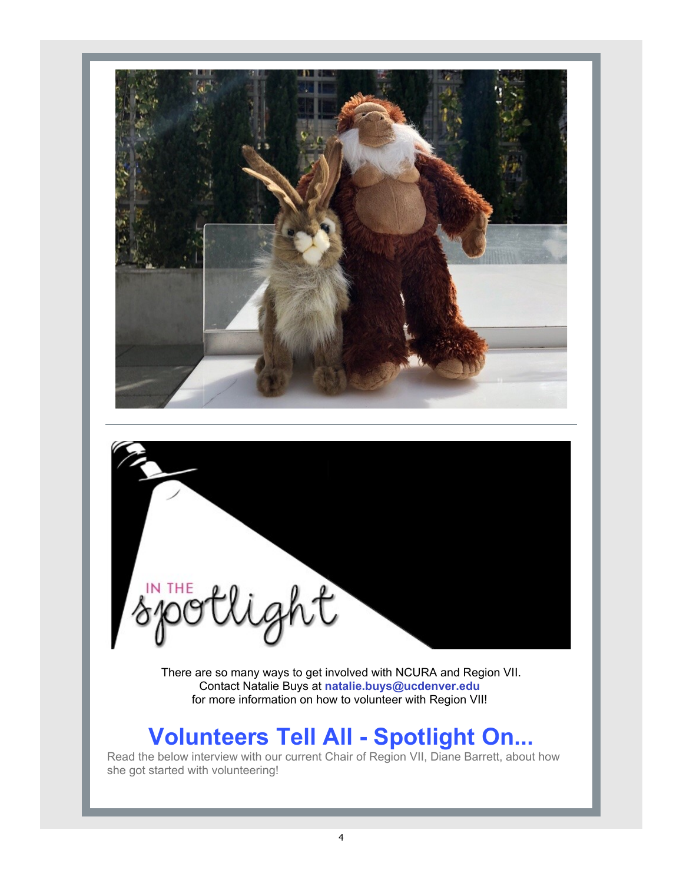There are so many ways to get involved with NCURA and Region VII.
Contact Natalie Buys at **natalie.buys@ucdenver.edu**
for more information on how to volunteer with Region VII!

# Volunteers Tell All - Spotlight On...

Read the below interview with our current Chair of Region VII, Diane Barrett, about how she got started with volunteering!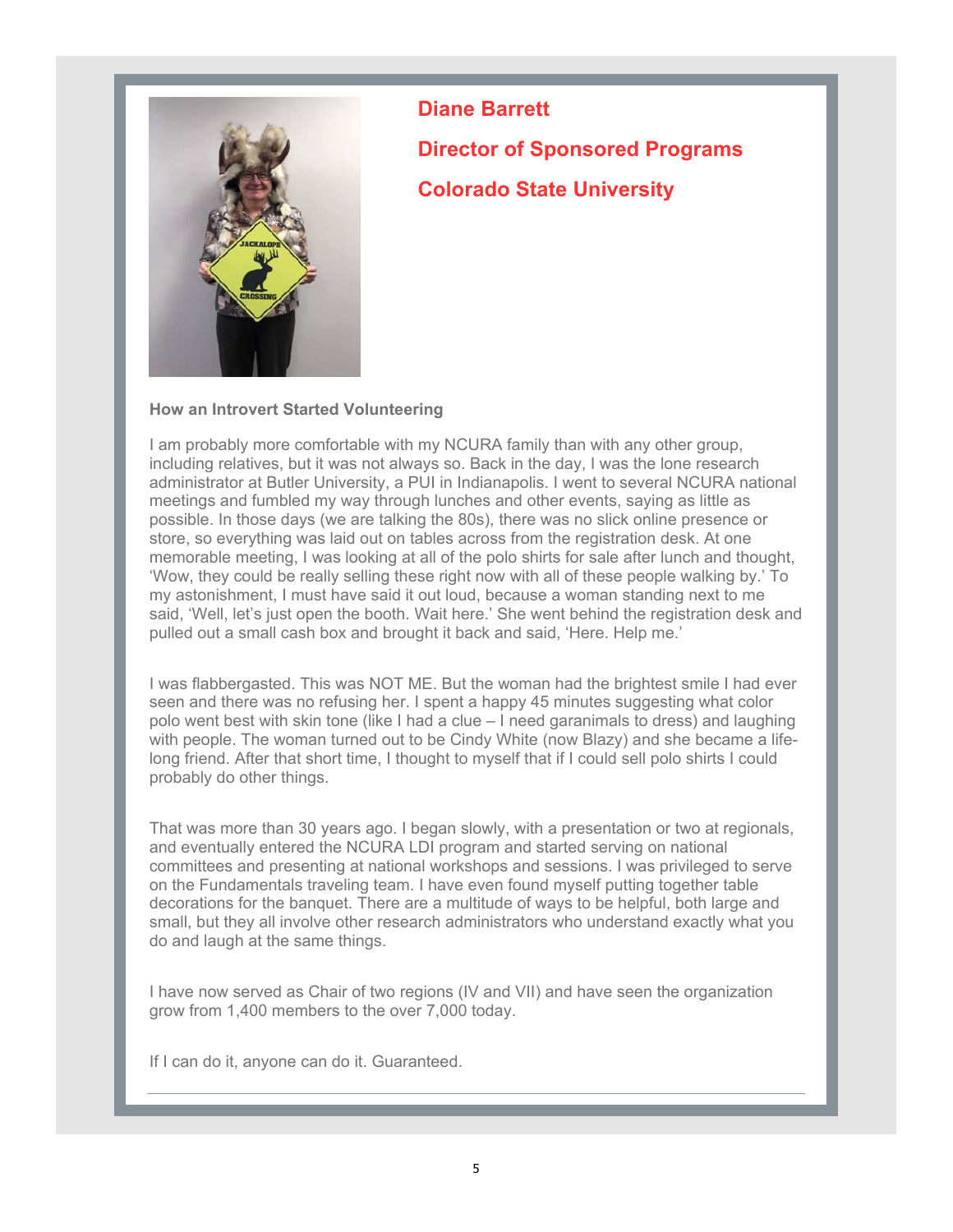**Diane Barrett**

**Director of Sponsored Programs**

**Colorado State University**

### How an Introvert Started Volunteering

I am probably more comfortable with my NCURA family than with any other group, including relatives, but it was not always so. Back in the day, I was the lone research administrator at Butler University, a PUI in Indianapolis. I went to several NCURA national meetings and fumbled my way through lunches and other events, saying as little as possible. In those days (we are talking the 80s), there was no slick online presence or store, so everything was laid out on tables across from the registration desk. At one memorable meeting, I was looking at all of the polo shirts for sale after lunch and thought, 'Wow, they could be really selling these right now with all of these people walking by.' To my astonishment, I must have said it out loud, because a woman standing next to me said, 'Well, let's just open the booth. Wait here.' She went behind the registration desk and pulled out a small cash box and brought it back and said, 'Here. Help me.'

I was flabbergasted. This was NOT ME. But the woman had the brightest smile I had ever seen and there was no refusing her. I spent a happy 45 minutes suggesting what color polo went best with skin tone (like I had a clue – I need garanimals to dress) and laughing with people. The woman turned out to be Cindy White (now Blazy) and she became a life-long friend. After that short time, I thought to myself that if I could sell polo shirts I could probably do other things.

That was more than 30 years ago. I began slowly, with a presentation or two at regionals, and eventually entered the NCURA LDI program and started serving on national committees and presenting at national workshops and sessions. I was privileged to serve on the Fundamentals traveling team. I have even found myself putting together table decorations for the banquet. There are a multitude of ways to be helpful, both large and small, but they all involve other research administrators who understand exactly what you do and laugh at the same things.

I have now served as Chair of two regions (IV and VII) and have seen the organization grow from 1,400 members to the over 7,000 today.

If I can do it, anyone can do it. Guaranteed.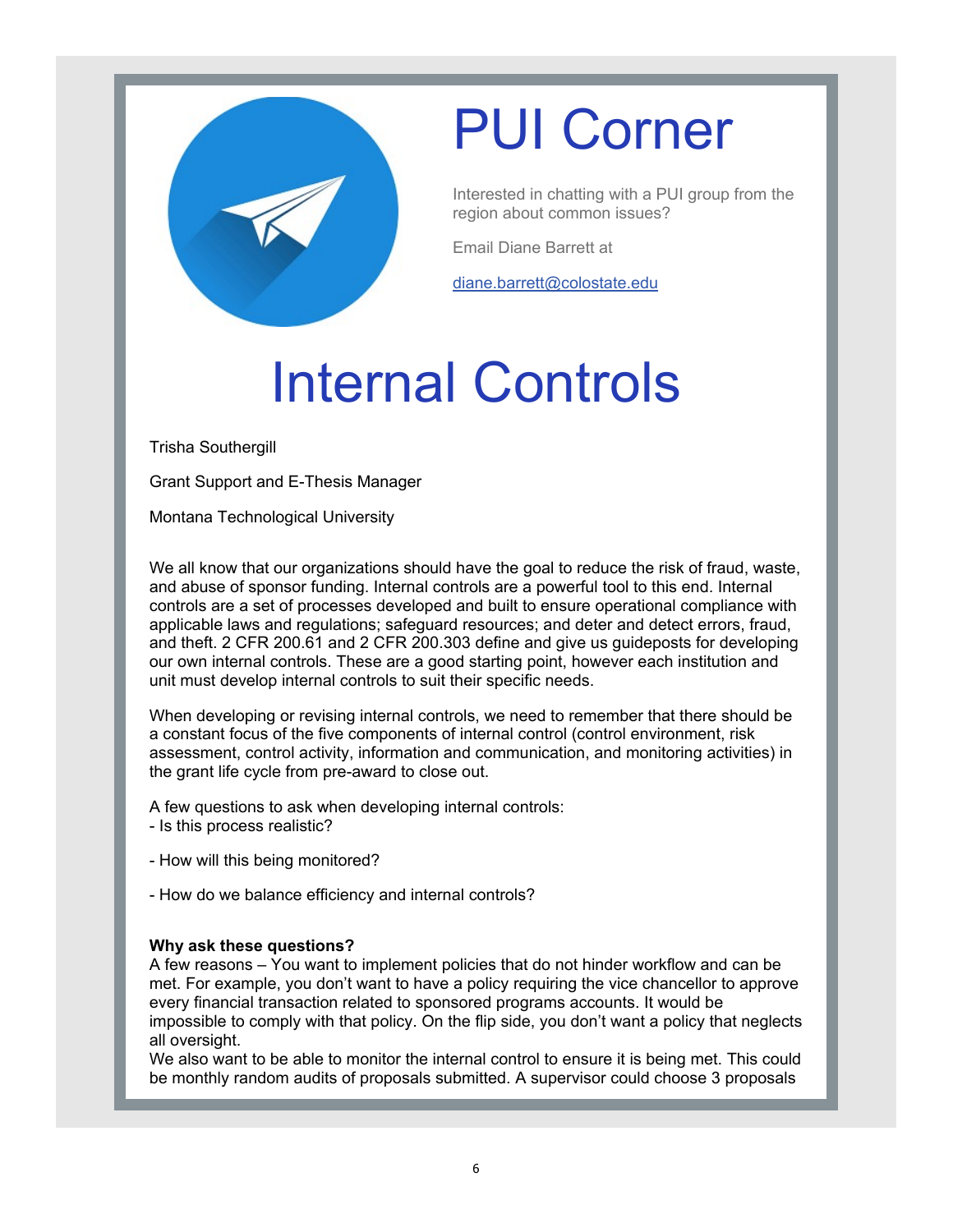# PUI Corner

Interested in chatting with a PUI group from the region about common issues?

Email Diane Barrett at

diane.barrett@colostate.edu

# Internal Controls

Trisha Southergill

Grant Support and E-Thesis Manager

Montana Technological University

We all know that our organizations should have the goal to reduce the risk of fraud, waste, and abuse of sponsor funding. Internal controls are a powerful tool to this end. Internal controls are a set of processes developed and built to ensure operational compliance with applicable laws and regulations; safeguard resources; and deter and detect errors, fraud, and theft. 2 CFR 200.61 and 2 CFR 200.303 define and give us guideposts for developing our own internal controls. These are a good starting point, however each institution and unit must develop internal controls to suit their specific needs.

When developing or revising internal controls, we need to remember that there should be a constant focus of the five components of internal control (control environment, risk assessment, control activity, information and communication, and monitoring activities) in the grant life cycle from pre-award to close out.

A few questions to ask when developing internal controls:

- Is this process realistic?
- How will this being monitored?
- How do we balance efficiency and internal controls?

**Why ask these questions?**
A few reasons – You want to implement policies that do not hinder workflow and can be met. For example, you don't want to have a policy requiring the vice chancellor to approve every financial transaction related to sponsored programs accounts. It would be impossible to comply with that policy. On the flip side, you don't want a policy that neglects all oversight.
We also want to be able to monitor the internal control to ensure it is being met. This could be monthly random audits of proposals submitted. A supervisor could choose 3 proposals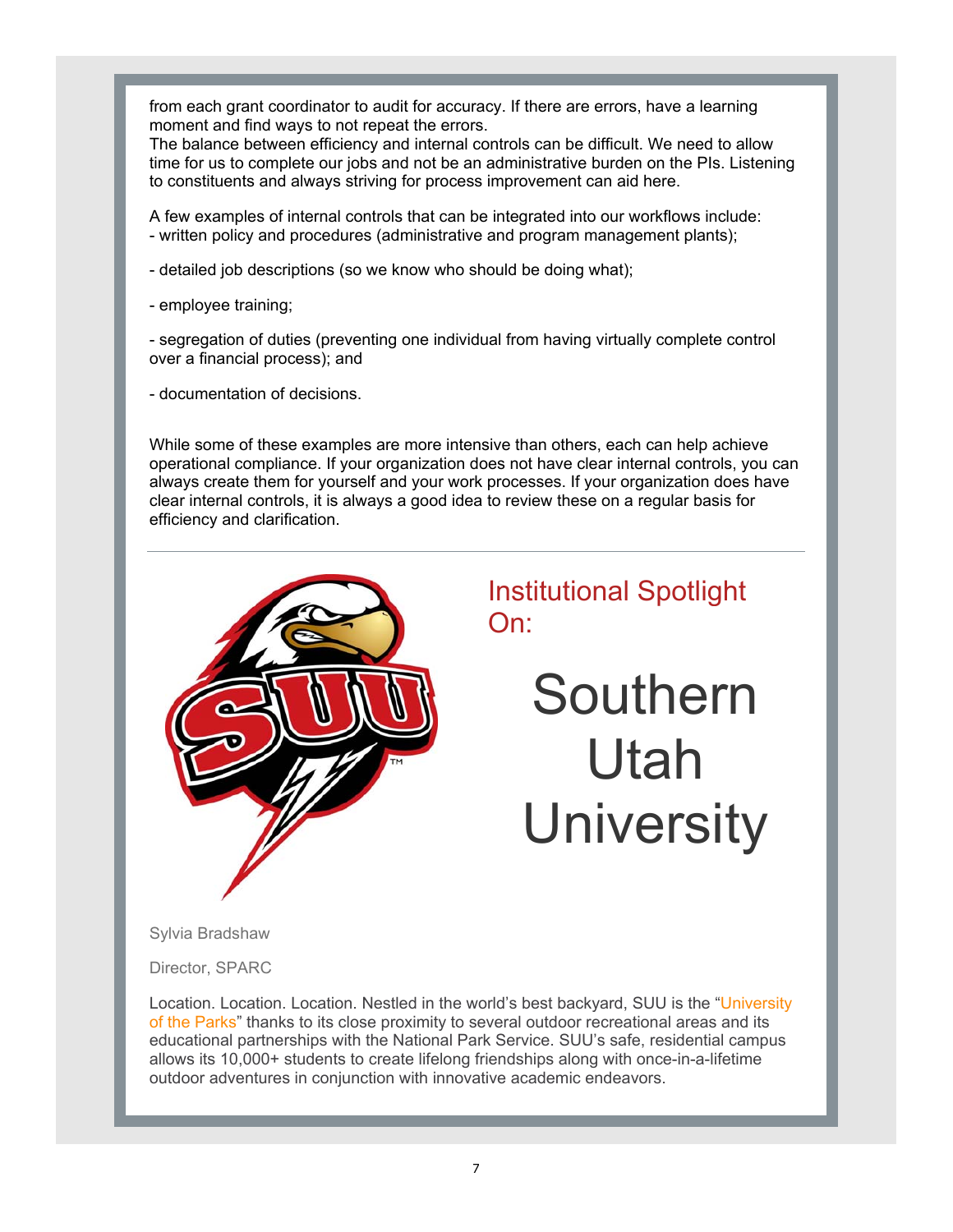from each grant coordinator to audit for accuracy. If there are errors, have a learning moment and find ways to not repeat the errors.
The balance between efficiency and internal controls can be difficult. We need to allow time for us to complete our jobs and not be an administrative burden on the PIs. Listening to constituents and always striving for process improvement can aid here.

A few examples of internal controls that can be integrated into our workflows include:
- written policy and procedures (administrative and program management plants);

- detailed job descriptions (so we know who should be doing what);

- employee training;

- segregation of duties (preventing one individual from having virtually complete control over a financial process); and

- documentation of decisions.

While some of these examples are more intensive than others, each can help achieve operational compliance. If your organization does not have clear internal controls, you can always create them for yourself and your work processes. If your organization does have clear internal controls, it is always a good idea to review these on a regular basis for efficiency and clarification.

---

## Institutional Spotlight On:

# Southern Utah University

Sylvia Bradshaw

Director, SPARC

Location. Location. Location. Nestled in the world's best backyard, SUU is the "University of the Parks" thanks to its close proximity to several outdoor recreational areas and its educational partnerships with the National Park Service. SUU's safe, residential campus allows its 10,000+ students to create lifelong friendships along with once-in-a-lifetime outdoor adventures in conjunction with innovative academic endeavors.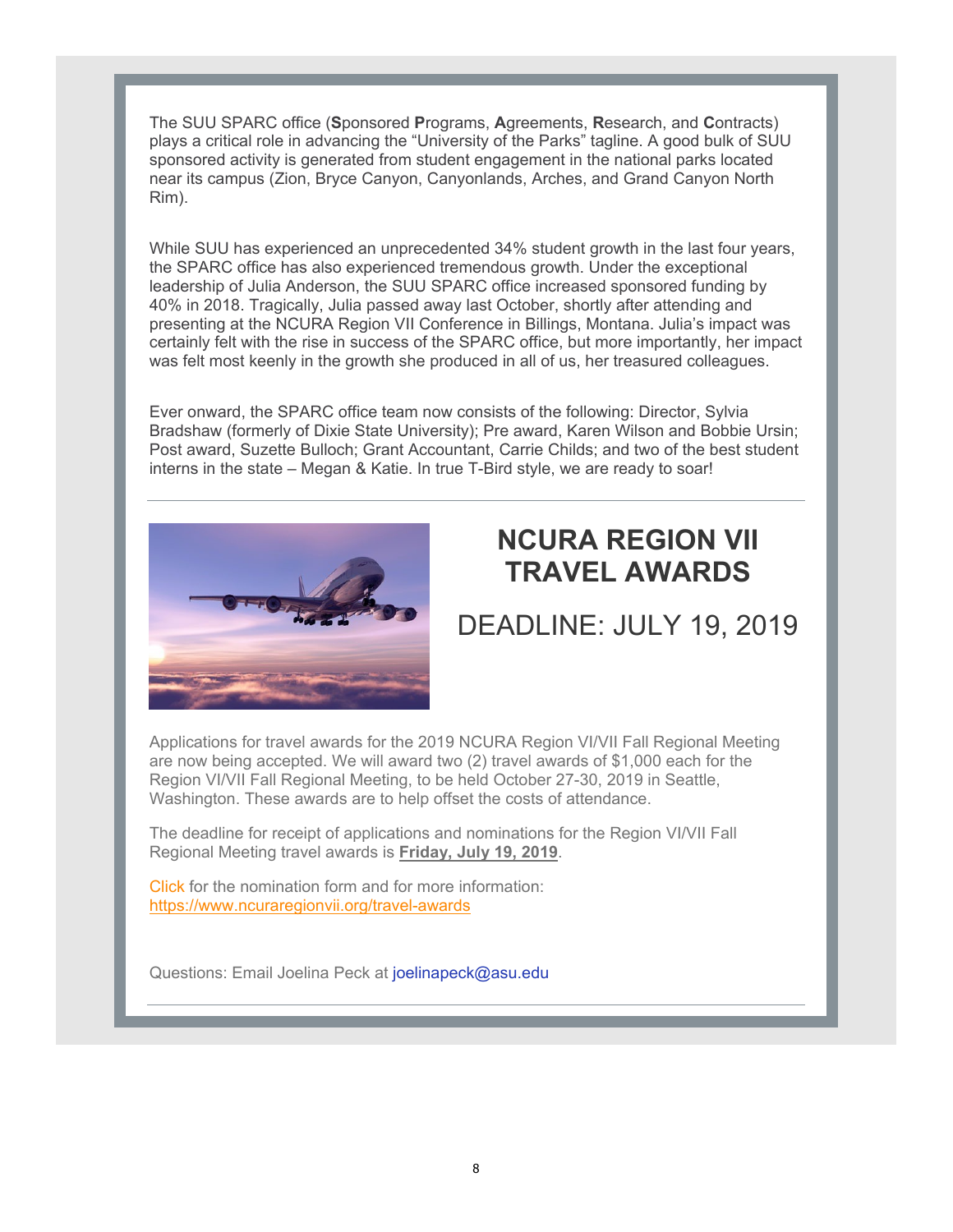The SUU SPARC office (**S**ponsored **P**rograms, **A**greements, **R**esearch, and **C**ontracts) plays a critical role in advancing the "University of the Parks" tagline. A good bulk of SUU sponsored activity is generated from student engagement in the national parks located near its campus (Zion, Bryce Canyon, Canyonlands, Arches, and Grand Canyon North Rim).

While SUU has experienced an unprecedented 34% student growth in the last four years, the SPARC office has also experienced tremendous growth. Under the exceptional leadership of Julia Anderson, the SUU SPARC office increased sponsored funding by 40% in 2018. Tragically, Julia passed away last October, shortly after attending and presenting at the NCURA Region VII Conference in Billings, Montana. Julia's impact was certainly felt with the rise in success of the SPARC office, but more importantly, her impact was felt most keenly in the growth she produced in all of us, her treasured colleagues.

Ever onward, the SPARC office team now consists of the following: Director, Sylvia Bradshaw (formerly of Dixie State University); Pre award, Karen Wilson and Bobbie Ursin; Post award, Suzette Bulloch; Grant Accountant, Carrie Childs; and two of the best student interns in the state – Megan & Katie. In true T-Bird style, we are ready to soar!

---

# NCURA REGION VII TRAVEL AWARDS

## DEADLINE: JULY 19, 2019

Applications for travel awards for the 2019 NCURA Region VI/VII Fall Regional Meeting are now being accepted. We will award two (2) travel awards of $1,000 each for the Region VI/VII Fall Regional Meeting, to be held October 27-30, 2019 in Seattle, Washington. These awards are to help offset the costs of attendance.

The deadline for receipt of applications and nominations for the Region VI/VII Fall Regional Meeting travel awards is **Friday, July 19, 2019**.

Click for the nomination form and for more information: https://www.ncuraregionvii.org/travel-awards

Questions: Email Joelina Peck at joelinapeck@asu.edu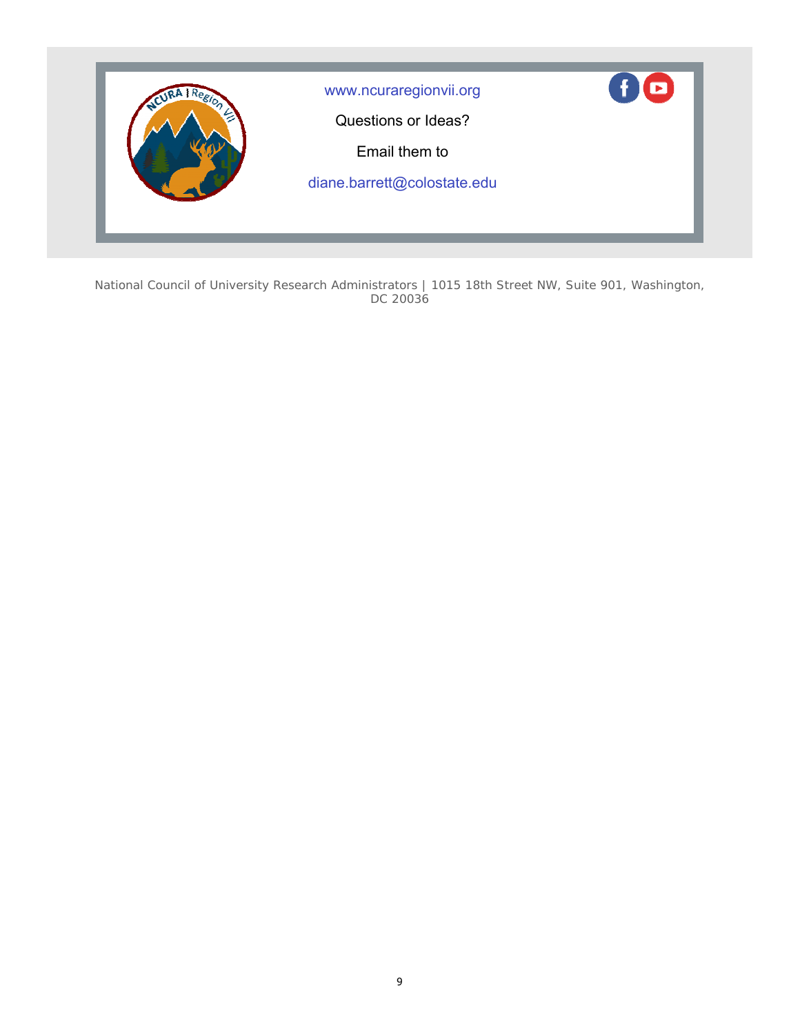www.ncuraregionvii.org

Questions or Ideas?

Email them to

diane.barrett@colostate.edu

National Council of University Research Administrators | 1015 18th Street NW, Suite 901, Washington, DC 20036